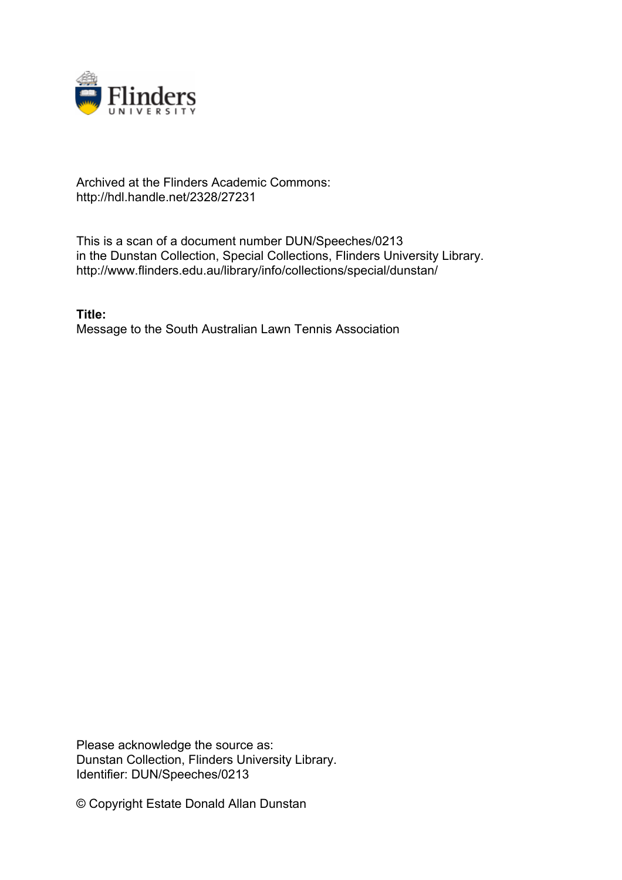Archived at the Flinders Academic Commons:
http://hdl.handle.net/2328/27231

This is a scan of a document number DUN/Speeches/0213
in the Dunstan Collection, Special Collections, Flinders University Library.
http://www.flinders.edu.au/library/info/collections/special/dunstan/

**Title:**
Message to the South Australian Lawn Tennis Association

Please acknowledge the source as:
Dunstan Collection, Flinders University Library.
Identifier: DUN/Speeches/0213

© Copyright Estate Donald Allan Dunstan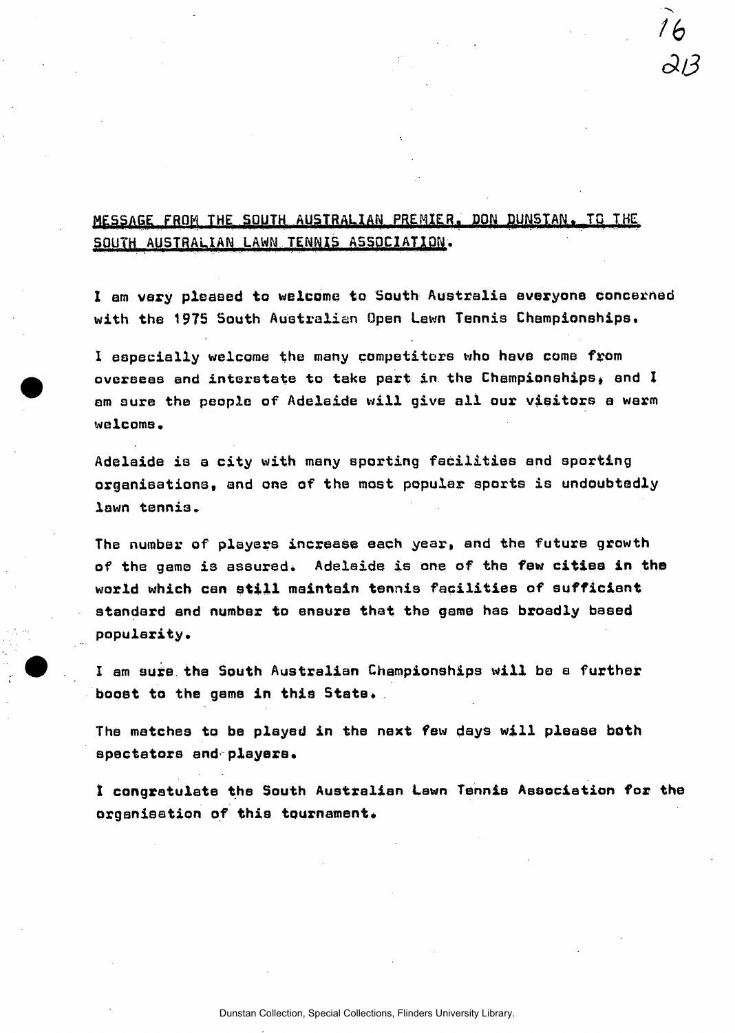## MESSAGE FROM THE SOUTH AUSTRALIAN PREMIER, DON DUNSTAN, TO THE SOUTH AUSTRALIAN LAWN TENNIS ASSOCIATION.

I am very pleased to welcome to South Australia everyone concerned with the 1975 South Australian Open Lawn Tennis Championships.

I especially welcome the many competitors who have come from overseas and interstate to take part in the Championships, and I am sure the people of Adelaide will give all our visitors a warm welcome.

Adelaide is a city with many sporting facilities and sporting organisations, and one of the most popular sports is undoubtedly lawn tennis.

The number of players increase each year, and the future growth of the game is assured. Adelaide is one of the few cities in the world which can still maintain tennis facilities of sufficient standard and number to ensure that the game has broadly based popularity.

I am sure the South Australian Championships will be a further boost to the game in this State.

The matches to be played in the next few days will please both spectators and players.

I congratulate the South Australian Lawn Tennis Association for the organisation of this tournament.

Dunstan Collection, Special Collections, Flinders University Library.